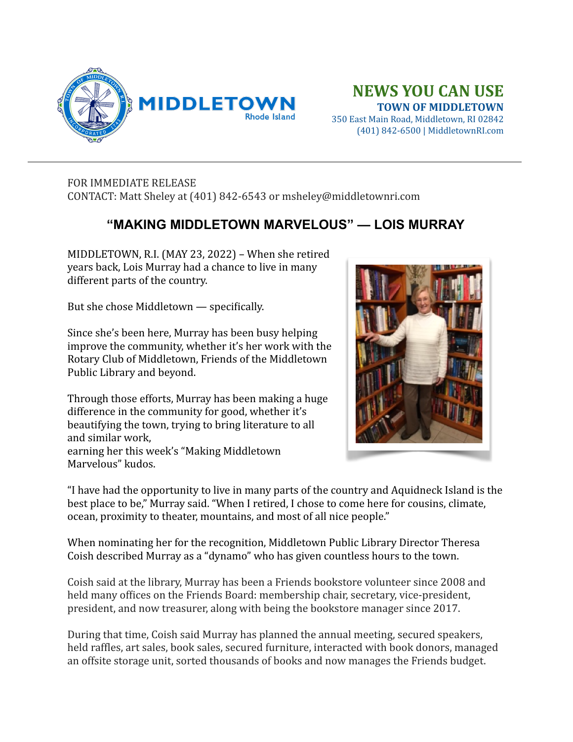MIDDLETOWN
Rhode Island

**NEWS YOU CAN USE**
**TOWN OF MIDDLETOWN**
350 East Main Road, Middletown, RI 02842
(401) 842-6500 | MiddletownRI.com

FOR IMMEDIATE RELEASE
CONTACT: Matt Sheley at (401) 842-6543 or msheley@middletownri.com

## "MAKING MIDDLETOWN MARVELOUS" — LOIS MURRAY

MIDDLETOWN, R.I. (MAY 23, 2022) – When she retired years back, Lois Murray had a chance to live in many different parts of the country.

But she chose Middletown — specifically.

Since she's been here, Murray has been busy helping improve the community, whether it's her work with the Rotary Club of Middletown, Friends of the Middletown Public Library and beyond.

Through those efforts, Murray has been making a huge difference in the community for good, whether it's beautifying the town, trying to bring literature to all and similar work,
earning her this week's "Making Middletown Marvelous" kudos.

"I have had the opportunity to live in many parts of the country and Aquidneck Island is the best place to be," Murray said. "When I retired, I chose to come here for cousins, climate, ocean, proximity to theater, mountains, and most of all nice people."

When nominating her for the recognition, Middletown Public Library Director Theresa Coish described Murray as a "dynamo" who has given countless hours to the town.

Coish said at the library, Murray has been a Friends bookstore volunteer since 2008 and held many offices on the Friends Board: membership chair, secretary, vice-president, president, and now treasurer, along with being the bookstore manager since 2017.

During that time, Coish said Murray has planned the annual meeting, secured speakers, held raffles, art sales, book sales, secured furniture, interacted with book donors, managed an offsite storage unit, sorted thousands of books and now manages the Friends budget.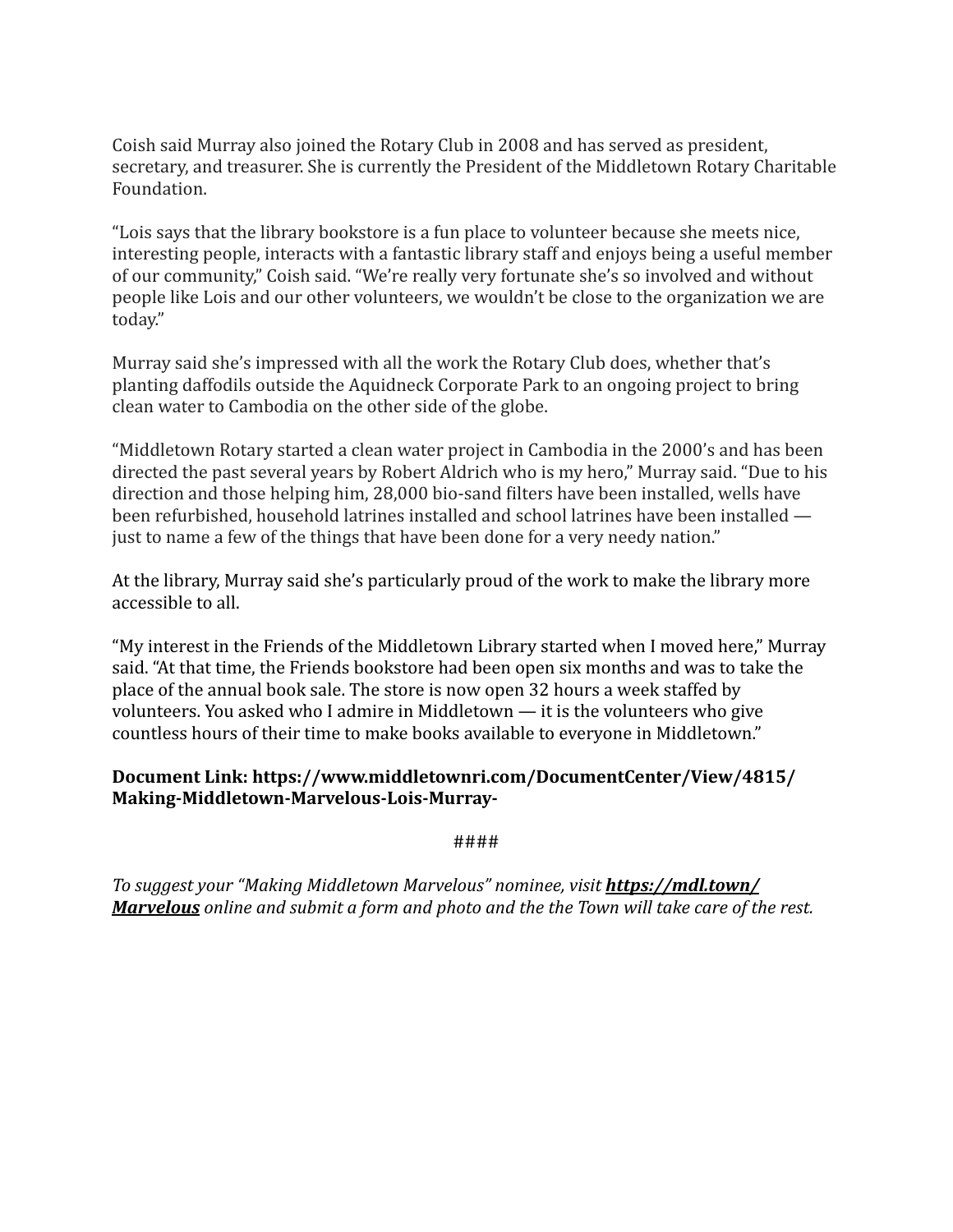Coish said Murray also joined the Rotary Club in 2008 and has served as president, secretary, and treasurer. She is currently the President of the Middletown Rotary Charitable Foundation.

"Lois says that the library bookstore is a fun place to volunteer because she meets nice, interesting people, interacts with a fantastic library staff and enjoys being a useful member of our community," Coish said. "We're really very fortunate she's so involved and without people like Lois and our other volunteers, we wouldn't be close to the organization we are today."

Murray said she's impressed with all the work the Rotary Club does, whether that's planting daffodils outside the Aquidneck Corporate Park to an ongoing project to bring clean water to Cambodia on the other side of the globe.

"Middletown Rotary started a clean water project in Cambodia in the 2000's and has been directed the past several years by Robert Aldrich who is my hero," Murray said. "Due to his direction and those helping him, 28,000 bio-sand filters have been installed, wells have been refurbished, household latrines installed and school latrines have been installed — just to name a few of the things that have been done for a very needy nation."

At the library, Murray said she's particularly proud of the work to make the library more accessible to all.

"My interest in the Friends of the Middletown Library started when I moved here," Murray said. "At that time, the Friends bookstore had been open six months and was to take the place of the annual book sale. The store is now open 32 hours a week staffed by volunteers. You asked who I admire in Middletown — it is the volunteers who give countless hours of their time to make books available to everyone in Middletown."

**Document Link: https://www.middletownri.com/DocumentCenter/View/4815/Making-Middletown-Marvelous-Lois-Murray-**

####

*To suggest your "Making Middletown Marvelous" nominee, visit* ***https://mdl.town/Marvelous*** *online and submit a form and photo and the the Town will take care of the rest.*